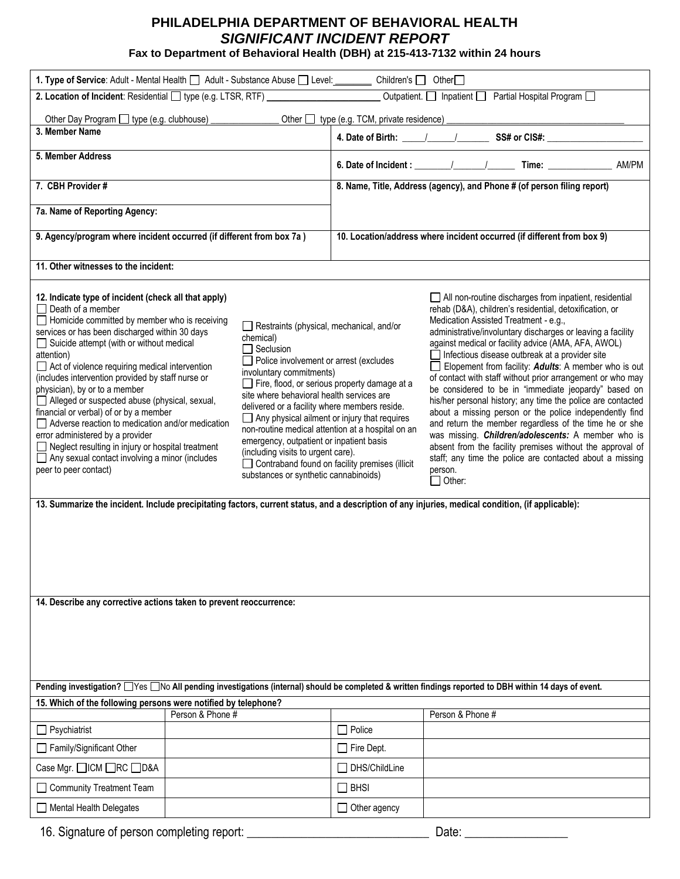# PHILADELPHIA DEPARTMENT OF BEHAVIORAL HEALTH

## *SIGNIFICANT INCIDENT REPORT*

**Fax to Department of Behavioral Health (DBH) at 215-413-7132 within 24 hours**

**1. Type of Service**: Adult - Mental Health ☐ Adult - Substance Abuse ☐ Level:________ Children's ☐ Other☐

**2. Location of Incident**: Residential ☐ type (e.g. LTSR, RTF) ________________________ Outpatient. ☐ Inpatient ☐ Partial Hospital Program ☐

Other Day Program ☐ type (e.g. clubhouse) _______________ Other ☐ type (e.g. TCM, private residence) ______________________________________

| | |
|---|---|
| **3. Member Name** | **4. Date of Birth:** _____/______/_______ **SS# or CIS#:** _____________________ |
| **5. Member Address** | **6. Date of Incident :** ________/_______/______ **Time:** ______________ AM/PM |
| **7. CBH Provider #** | **8. Name, Title, Address (agency), and Phone # (of person filing report)** |
| **7a. Name of Reporting Agency:** | |
| **9. Agency/program where incident occurred (if different from box 7a )** | **10. Location/address where incident occurred (if different from box 9)** |

**11. Other witnesses to the incident:**

**12. Indicate type of incident (check all that apply)**

- ☐ Death of a member
- ☐ Homicide committed by member who is receiving services or has been discharged within 30 days
- ☐ Suicide attempt (with or without medical attention)
- ☐ Act of violence requiring medical intervention (includes intervention provided by staff nurse or physician), by or to a member
- ☐ Alleged or suspected abuse (physical, sexual, financial or verbal) of or by a member
- ☐ Adverse reaction to medication and/or medication error administered by a provider
- ☐ Neglect resulting in injury or hospital treatment
- ☐ Any sexual contact involving a minor (includes peer to peer contact)
- ☐ Restraints (physical, mechanical, and/or chemical)
- ☐ Seclusion
- ☐ Police involvement or arrest (excludes involuntary commitments)
- ☐ Fire, flood, or serious property damage at a site where behavioral health services are delivered or a facility where members reside.
- ☐ Any physical ailment or injury that requires non-routine medical attention at a hospital on an emergency, outpatient or inpatient basis (including visits to urgent care).
- ☐ Contraband found on facility premises (illicit substances or synthetic cannabinoids)
- ☐ All non-routine discharges from inpatient, residential rehab (D&A), children's residential, detoxification, or Medication Assisted Treatment - e.g., administrative/involuntary discharges or leaving a facility against medical or facility advice (AMA, AFA, AWOL)
- ☐ Infectious disease outbreak at a provider site
- ☐ Elopement from facility: ***Adults***: A member who is out of contact with staff without prior arrangement or who may be considered to be in "immediate jeopardy" based on his/her personal history; any time the police are contacted about a missing person or the police independently find and return the member regardless of the time he or she was missing. ***Children/adolescents:*** A member who is absent from the facility premises without the approval of staff; any time the police are contacted about a missing person.
- ☐ Other:

**13. Summarize the incident. Include precipitating factors, current status, and a description of any injuries, medical condition, (if applicable):**

**14. Describe any corrective actions taken to prevent reoccurrence:**

**Pending investigation?** ☐Yes ☐No **All pending investigations (internal) should be completed & written findings reported to DBH within 14 days of event.**

**15. Which of the following persons were notified by telephone?**

| | Person & Phone # | | Person & Phone # |
|---|---|---|---|
| ☐ Psychiatrist | | ☐ Police | |
| ☐ Family/Significant Other | | ☐ Fire Dept. | |
| Case Mgr. ☐ICM ☐RC ☐D&A | | ☐ DHS/ChildLine | |
| ☐ Community Treatment Team | | ☐ BHSI | |
| ☐ Mental Health Delegates | | ☐ Other agency | |

16. Signature of person completing report: ______________________________ Date: ________________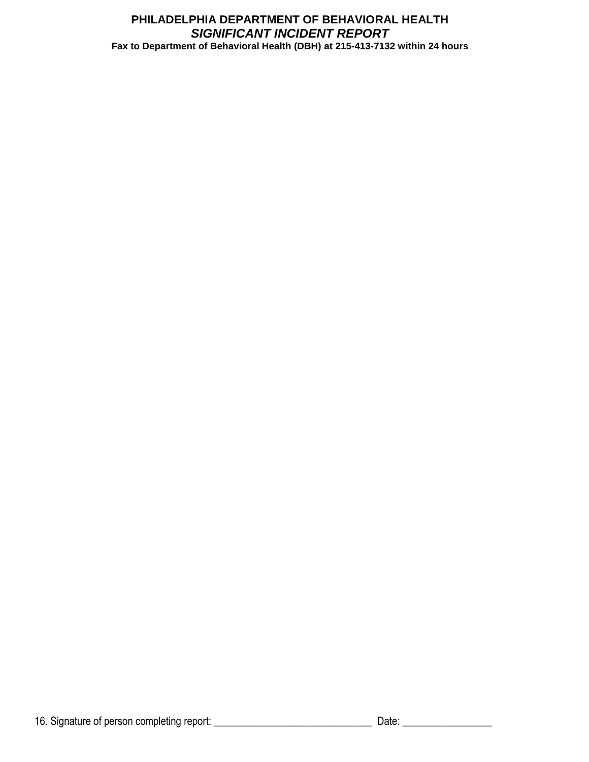**PHILADELPHIA DEPARTMENT OF BEHAVIORAL HEALTH**

***SIGNIFICANT INCIDENT REPORT***

**Fax to Department of Behavioral Health (DBH) at 215-413-7132 within 24 hours**

16. Signature of person completing report: ______________________________ Date: _________________